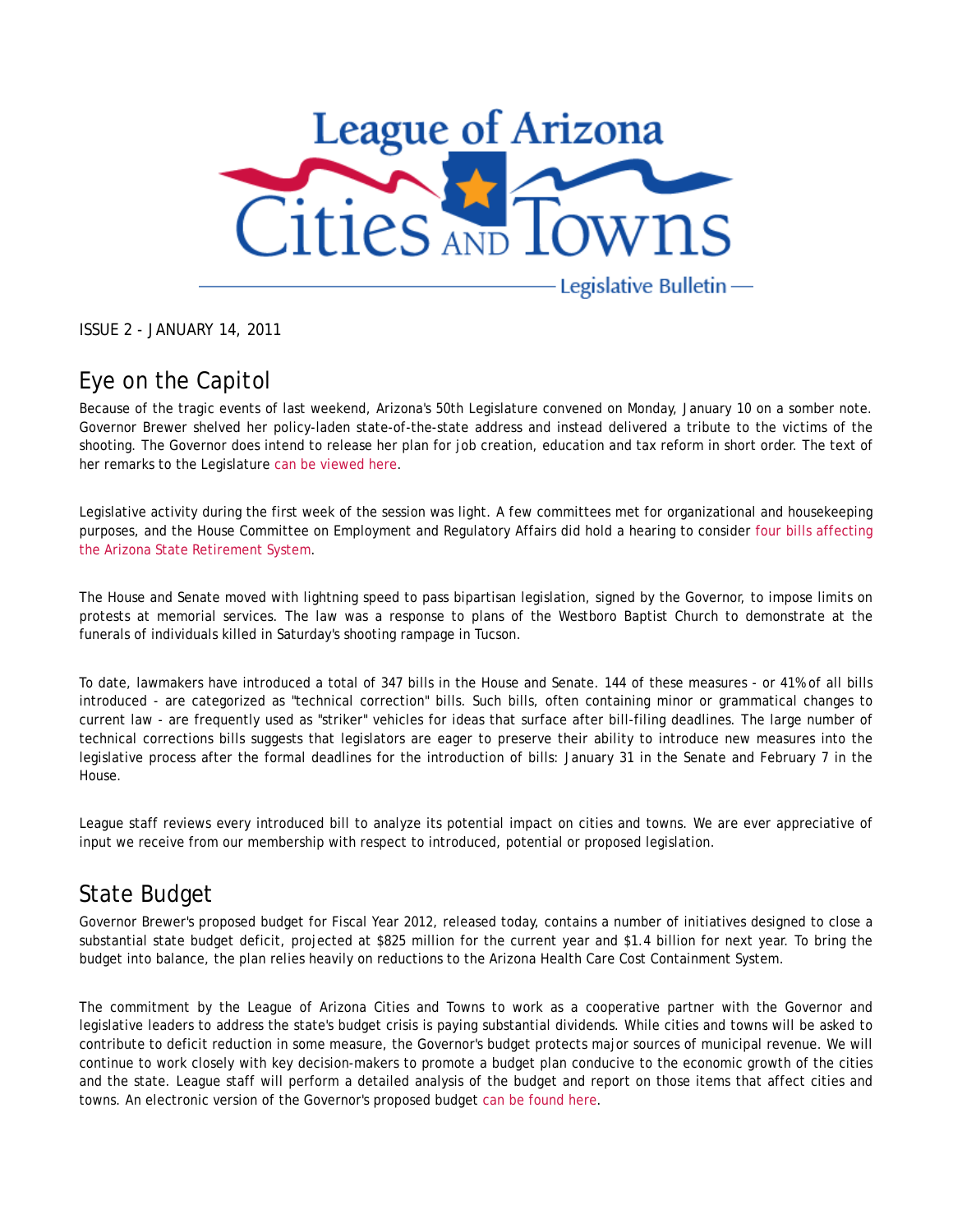# League of Arizona Cities and Towns

Legislative Bulletin

ISSUE 2 - JANUARY 14, 2011

## Eye on the Capitol

Because of the tragic events of last weekend, Arizona's 50th Legislature convened on Monday, January 10 on a somber note. Governor Brewer shelved her policy-laden state-of-the-state address and instead delivered a tribute to the victims of the shooting. The Governor does intend to release her plan for job creation, education and tax reform in short order. The text of her remarks to the Legislature can be viewed here.

Legislative activity during the first week of the session was light. A few committees met for organizational and housekeeping purposes, and the House Committee on Employment and Regulatory Affairs did hold a hearing to consider four bills affecting the Arizona State Retirement System.

The House and Senate moved with lightning speed to pass bipartisan legislation, signed by the Governor, to impose limits on protests at memorial services. The law was a response to plans of the Westboro Baptist Church to demonstrate at the funerals of individuals killed in Saturday's shooting rampage in Tucson.

To date, lawmakers have introduced a total of 347 bills in the House and Senate. 144 of these measures - or 41% of all bills introduced - are categorized as "technical correction" bills. Such bills, often containing minor or grammatical changes to current law - are frequently used as "striker" vehicles for ideas that surface after bill-filing deadlines. The large number of technical corrections bills suggests that legislators are eager to preserve their ability to introduce new measures into the legislative process after the formal deadlines for the introduction of bills: January 31 in the Senate and February 7 in the House.

League staff reviews every introduced bill to analyze its potential impact on cities and towns. We are ever appreciative of input we receive from our membership with respect to introduced, potential or proposed legislation.

## State Budget

Governor Brewer's proposed budget for Fiscal Year 2012, released today, contains a number of initiatives designed to close a substantial state budget deficit, projected at $825 million for the current year and $1.4 billion for next year. To bring the budget into balance, the plan relies heavily on reductions to the Arizona Health Care Cost Containment System.

The commitment by the League of Arizona Cities and Towns to work as a cooperative partner with the Governor and legislative leaders to address the state's budget crisis is paying substantial dividends. While cities and towns will be asked to contribute to deficit reduction in some measure, the Governor's budget protects major sources of municipal revenue. We will continue to work closely with key decision-makers to promote a budget plan conducive to the economic growth of the cities and the state. League staff will perform a detailed analysis of the budget and report on those items that affect cities and towns. An electronic version of the Governor's proposed budget can be found here.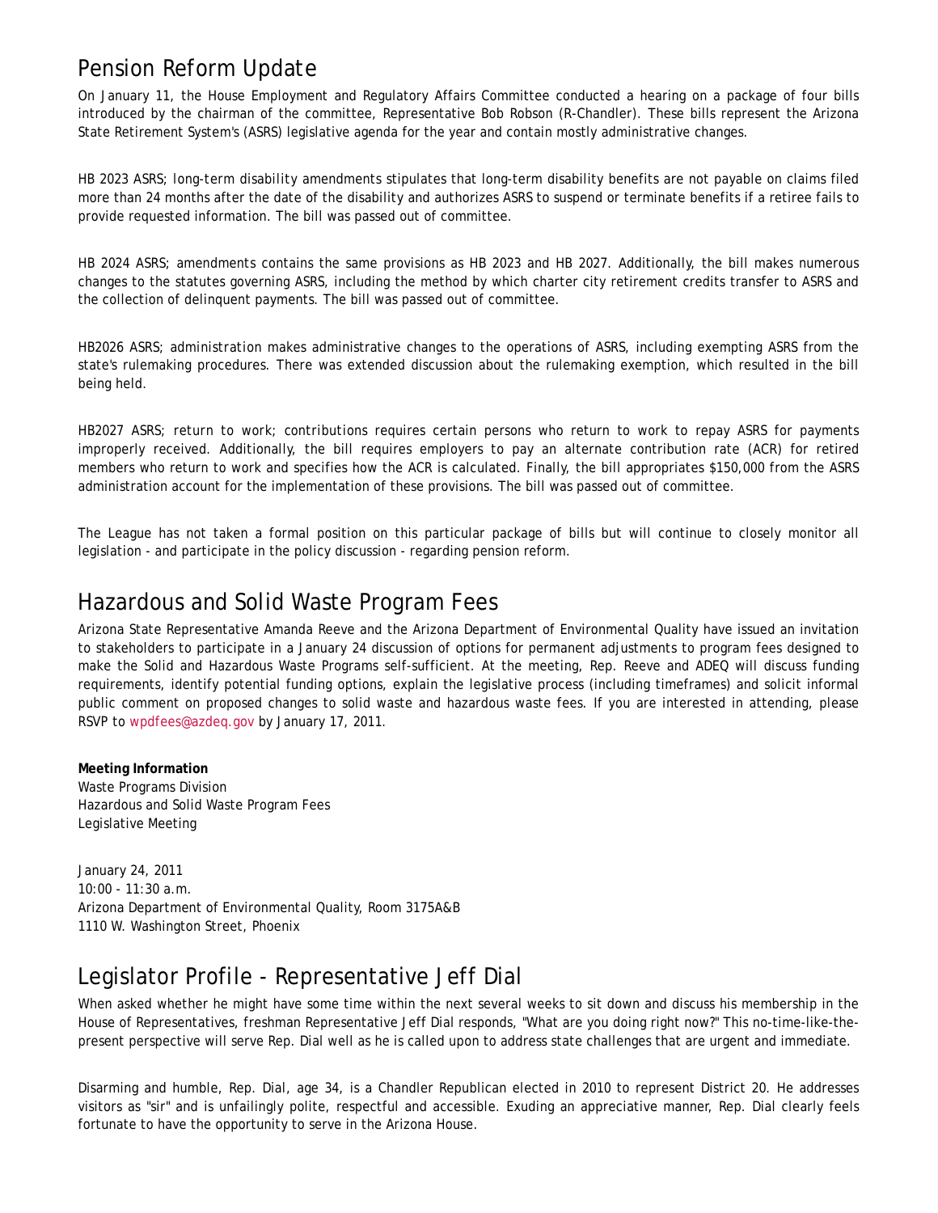## Pension Reform Update

On January 11, the House Employment and Regulatory Affairs Committee conducted a hearing on a package of four bills introduced by the chairman of the committee, Representative Bob Robson (R-Chandler). These bills represent the Arizona State Retirement System's (ASRS) legislative agenda for the year and contain mostly administrative changes.

HB 2023 ASRS; long-term disability amendments stipulates that long-term disability benefits are not payable on claims filed more than 24 months after the date of the disability and authorizes ASRS to suspend or terminate benefits if a retiree fails to provide requested information. The bill was passed out of committee.

HB 2024 ASRS; amendments contains the same provisions as HB 2023 and HB 2027. Additionally, the bill makes numerous changes to the statutes governing ASRS, including the method by which charter city retirement credits transfer to ASRS and the collection of delinquent payments. The bill was passed out of committee.

HB2026 ASRS; administration makes administrative changes to the operations of ASRS, including exempting ASRS from the state's rulemaking procedures. There was extended discussion about the rulemaking exemption, which resulted in the bill being held.

HB2027 ASRS; return to work; contributions requires certain persons who return to work to repay ASRS for payments improperly received. Additionally, the bill requires employers to pay an alternate contribution rate (ACR) for retired members who return to work and specifies how the ACR is calculated. Finally, the bill appropriates $150,000 from the ASRS administration account for the implementation of these provisions. The bill was passed out of committee.

The League has not taken a formal position on this particular package of bills but will continue to closely monitor all legislation - and participate in the policy discussion - regarding pension reform.

## Hazardous and Solid Waste Program Fees

Arizona State Representative Amanda Reeve and the Arizona Department of Environmental Quality have issued an invitation to stakeholders to participate in a January 24 discussion of options for permanent adjustments to program fees designed to make the Solid and Hazardous Waste Programs self-sufficient. At the meeting, Rep. Reeve and ADEQ will discuss funding requirements, identify potential funding options, explain the legislative process (including timeframes) and solicit informal public comment on proposed changes to solid waste and hazardous waste fees. If you are interested in attending, please RSVP to wpdfees@azdeq.gov by January 17, 2011.

**Meeting Information**
Waste Programs Division
Hazardous and Solid Waste Program Fees
Legislative Meeting

January 24, 2011
10:00 - 11:30 a.m.
Arizona Department of Environmental Quality, Room 3175A&B
1110 W. Washington Street, Phoenix

## Legislator Profile - Representative Jeff Dial

When asked whether he might have some time within the next several weeks to sit down and discuss his membership in the House of Representatives, freshman Representative Jeff Dial responds, "What are you doing right now?" This no-time-like-the-present perspective will serve Rep. Dial well as he is called upon to address state challenges that are urgent and immediate.

Disarming and humble, Rep. Dial, age 34, is a Chandler Republican elected in 2010 to represent District 20. He addresses visitors as "sir" and is unfailingly polite, respectful and accessible. Exuding an appreciative manner, Rep. Dial clearly feels fortunate to have the opportunity to serve in the Arizona House.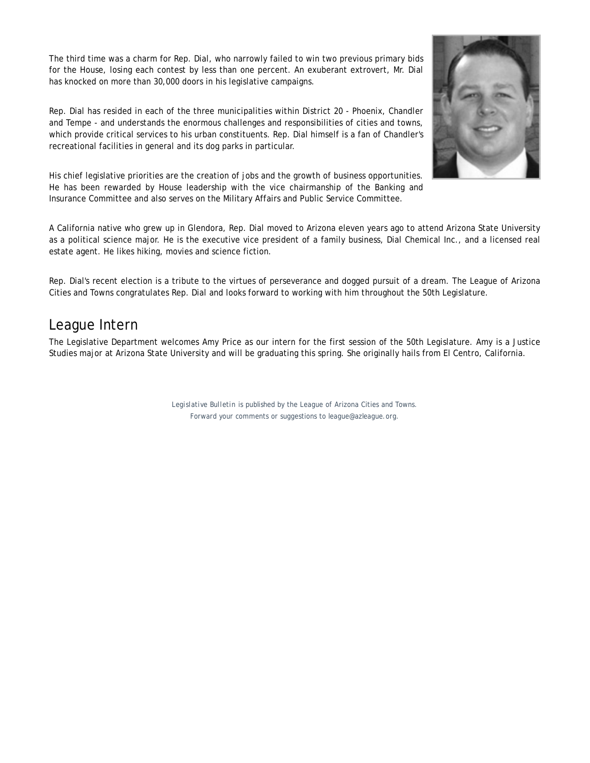The third time was a charm for Rep. Dial, who narrowly failed to win two previous primary bids for the House, losing each contest by less than one percent. An exuberant extrovert, Mr. Dial has knocked on more than 30,000 doors in his legislative campaigns.

Rep. Dial has resided in each of the three municipalities within District 20 - Phoenix, Chandler and Tempe - and understands the enormous challenges and responsibilities of cities and towns, which provide critical services to his urban constituents. Rep. Dial himself is a fan of Chandler's recreational facilities in general and its dog parks in particular.

His chief legislative priorities are the creation of jobs and the growth of business opportunities. He has been rewarded by House leadership with the vice chairmanship of the Banking and Insurance Committee and also serves on the Military Affairs and Public Service Committee.

A California native who grew up in Glendora, Rep. Dial moved to Arizona eleven years ago to attend Arizona State University as a political science major. He is the executive vice president of a family business, Dial Chemical Inc., and a licensed real estate agent. He likes hiking, movies and science fiction.

Rep. Dial's recent election is a tribute to the virtues of perseverance and dogged pursuit of a dream. The League of Arizona Cities and Towns congratulates Rep. Dial and looks forward to working with him throughout the 50th Legislature.

## League Intern

The Legislative Department welcomes Amy Price as our intern for the first session of the 50th Legislature. Amy is a Justice Studies major at Arizona State University and will be graduating this spring. She originally hails from El Centro, California.

*Legislative Bulletin* is published by the League of Arizona Cities and Towns.
Forward your comments or suggestions to league@azleague.org.